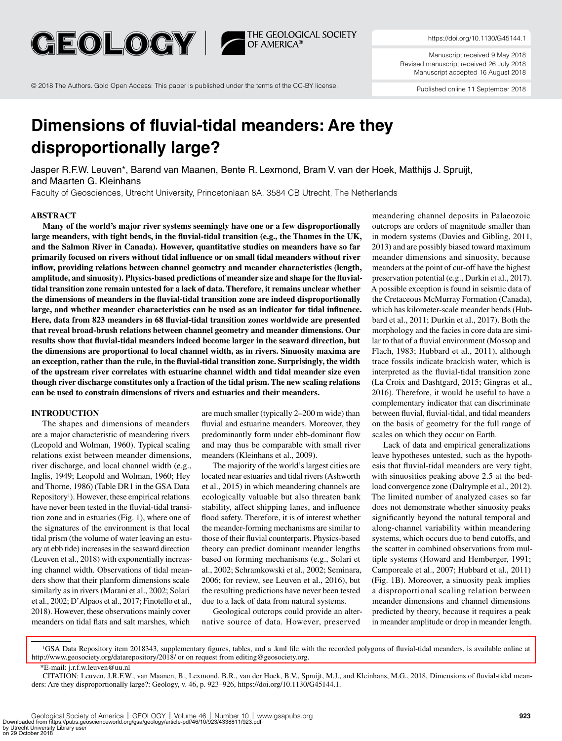# Dimensions of fluvial-tidal meanders: Are they disproportionally large?

Jasper R.F.W. Leuven*, Barend van Maanen, Bente R. Lexmond, Bram V. van der Hoek, Matthijs J. Spruijt, and Maarten G. Kleinhans

Faculty of Geosciences, Utrecht University, Princetonlaan 8A, 3584 CB Utrecht, The Netherlands

## ABSTRACT

**Many of the world's major river systems seemingly have one or a few disproportionally large meanders, with tight bends, in the fluvial-tidal transition (e.g., the Thames in the UK, and the Salmon River in Canada). However, quantitative studies on meanders have so far primarily focused on rivers without tidal influence or on small tidal meanders without river inflow, providing relations between channel geometry and meander characteristics (length, amplitude, and sinuosity). Physics-based predictions of meander size and shape for the fluvial-tidal transition zone remain untested for a lack of data. Therefore, it remains unclear whether the dimensions of meanders in the fluvial-tidal transition zone are indeed disproportionally large, and whether meander characteristics can be used as an indicator for tidal influence. Here, data from 823 meanders in 68 fluvial-tidal transition zones worldwide are presented that reveal broad-brush relations between channel geometry and meander dimensions. Our results show that fluvial-tidal meanders indeed become larger in the seaward direction, but the dimensions are proportional to local channel width, as in rivers. Sinuosity maxima are an exception, rather than the rule, in the fluvial-tidal transition zone. Surprisingly, the width of the upstream river correlates with estuarine channel width and tidal meander size even though river discharge constitutes only a fraction of the tidal prism. The new scaling relations can be used to constrain dimensions of rivers and estuaries and their meanders.**

## INTRODUCTION

The shapes and dimensions of meanders are a major characteristic of meandering rivers (Leopold and Wolman, 1960). Typical scaling relations exist between meander dimensions, river discharge, and local channel width (e.g., Inglis, 1949; Leopold and Wolman, 1960; Hey and Thorne, 1986) (Table DR1 in the GSA Data Repository[1]). However, these empirical relations have never been tested in the fluvial-tidal transition zone and in estuaries (Fig. 1), where one of the signatures of the environment is that local tidal prism (the volume of water leaving an estuary at ebb tide) increases in the seaward direction (Leuven et al., 2018) with exponentially increasing channel width. Observations of tidal meanders show that their planform dimensions scale similarly as in rivers (Marani et al., 2002; Solari et al., 2002; D'Alpaos et al., 2017; Finotello et al., 2018). However, these observations mainly cover meanders on tidal flats and salt marshes, which are much smaller (typically 2–200 m wide) than fluvial and estuarine meanders. Moreover, they predominantly form under ebb-dominant flow and may thus be comparable with small river meanders (Kleinhans et al., 2009).

The majority of the world's largest cities are located near estuaries and tidal rivers (Ashworth et al., 2015) in which meandering channels are ecologically valuable but also threaten bank stability, affect shipping lanes, and influence flood safety. Therefore, it is of interest whether the meander-forming mechanisms are similar to those of their fluvial counterparts. Physics-based theory can predict dominant meander lengths based on forming mechanisms (e.g., Solari et al., 2002; Schramkowski et al., 2002; Seminara, 2006; for review, see Leuven et al., 2016), but the resulting predictions have never been tested due to a lack of data from natural systems.

Geological outcrops could provide an alternative source of data. However, preserved meandering channel deposits in Palaeozoic outcrops are orders of magnitude smaller than in modern systems (Davies and Gibling, 2011, 2013) and are possibly biased toward maximum meander dimensions and sinuosity, because meanders at the point of cut-off have the highest preservation potential (e.g., Durkin et al., 2017). A possible exception is found in seismic data of the Cretaceous McMurray Formation (Canada), which has kilometer-scale meander bends (Hubbard et al., 2011; Durkin et al., 2017). Both the morphology and the facies in core data are similar to that of a fluvial environment (Mossop and Flach, 1983; Hubbard et al., 2011), although trace fossils indicate brackish water, which is interpreted as the fluvial-tidal transition zone (La Croix and Dashtgard, 2015; Gingras et al., 2016). Therefore, it would be useful to have a complementary indicator that can discriminate between fluvial, fluvial-tidal, and tidal meanders on the basis of geometry for the full range of scales on which they occur on Earth.

Lack of data and empirical generalizations leave hypotheses untested, such as the hypothesis that fluvial-tidal meanders are very tight, with sinuosities peaking above 2.5 at the bedload convergence zone (Dalrymple et al., 2012). The limited number of analyzed cases so far does not demonstrate whether sinuosity peaks significantly beyond the natural temporal and along-channel variability within meandering systems, which occurs due to bend cutoffs, and the scatter in combined observations from multiple systems (Howard and Hemberger, 1991; Camporeale et al., 2007; Hubbard et al., 2011) (Fig. 1B). Moreover, a sinuosity peak implies a disproportional scaling relation between meander dimensions and channel dimensions predicted by theory, because it requires a peak in meander amplitude or drop in meander length.

[1]GSA Data Repository item 2018343, supplementary figures, tables, and a .kml file with the recorded polygons of fluvial-tidal meanders, is available online at http://www.geosociety.org/datarepository/2018/ or on request from editing@geosociety.org.

*E-mail: j.r.f.w.leuven@uu.nl

CITATION: Leuven, J.R.F.W., van Maanen, B., Lexmond, B.R., van der Hoek, B.V., Spruijt, M.J., and Kleinhans, M.G., 2018, Dimensions of fluvial-tidal meanders: Are they disproportionally large?: Geology, v. 46, p. 923–926, https://doi.org/10.1130/G45144.1.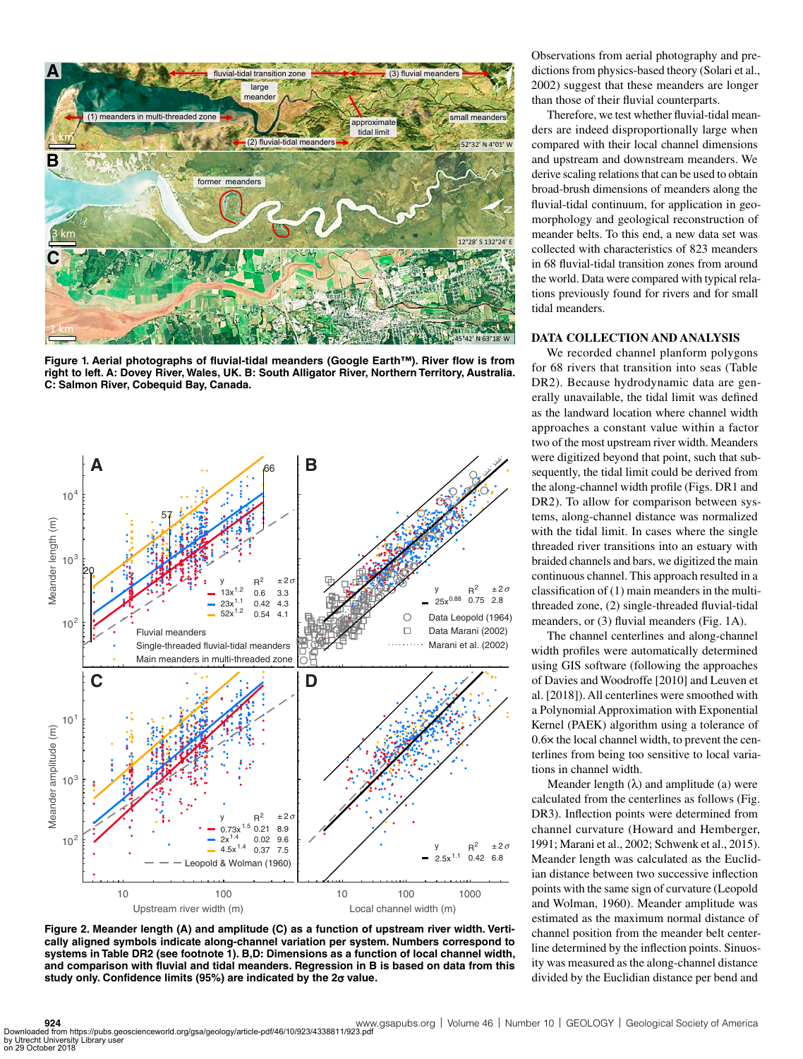Figure 1. Aerial photographs of fluvial-tidal meanders (Google Earth™). River flow is from right to left. A: Dovey River, Wales, UK. B: South Alligator River, Northern Territory, Australia. C: Salmon River, Cobequid Bay, Canada.

Figure 2. Meander length (A) and amplitude (C) as a function of upstream river width. Vertically aligned symbols indicate along-channel variation per system. Numbers correspond to systems in Table DR2 (see footnote 1). B,D: Dimensions as a function of local channel width, and comparison with fluvial and tidal meanders. Regression in B is based on data from this study only. Confidence limits (95%) are indicated by the 2σ value.

Observations from aerial photography and predictions from physics-based theory (Solari et al., 2002) suggest that these meanders are longer than those of their fluvial counterparts.

Therefore, we test whether fluvial-tidal meanders are indeed disproportionally large when compared with their local channel dimensions and upstream and downstream meanders. We derive scaling relations that can be used to obtain broad-brush dimensions of meanders along the fluvial-tidal continuum, for application in geomorphology and geological reconstruction of meander belts. To this end, a new data set was collected with characteristics of 823 meanders in 68 fluvial-tidal transition zones from around the world. Data were compared with typical relations previously found for rivers and for small tidal meanders.

## DATA COLLECTION AND ANALYSIS

We recorded channel planform polygons for 68 rivers that transition into seas (Table DR2). Because hydrodynamic data are generally unavailable, the tidal limit was defined as the landward location where channel width approaches a constant value within a factor two of the most upstream river width. Meanders were digitized beyond that point, such that subsequently, the tidal limit could be derived from the along-channel width profile (Figs. DR1 and DR2). To allow for comparison between systems, along-channel distance was normalized with the tidal limit. In cases where the single threaded river transitions into an estuary with braided channels and bars, we digitized the main continuous channel. This approach resulted in a classification of (1) main meanders in the multi-threaded zone, (2) single-threaded fluvial-tidal meanders, or (3) fluvial meanders (Fig. 1A).

The channel centerlines and along-channel width profiles were automatically determined using GIS software (following the approaches of Davies and Woodroffe [2010] and Leuven et al. [2018]). All centerlines were smoothed with a Polynomial Approximation with Exponential Kernel (PAEK) algorithm using a tolerance of 0.6× the local channel width, to prevent the centerlines from being too sensitive to local variations in channel width.

Meander length (λ) and amplitude (a) were calculated from the centerlines as follows (Fig. DR3). Inflection points were determined from channel curvature (Howard and Hemberger, 1991; Marani et al., 2002; Schwenk et al., 2015). Meander length was calculated as the Euclidian distance between two successive inflection points with the same sign of curvature (Leopold and Wolman, 1960). Meander amplitude was estimated as the maximum normal distance of channel position from the meander belt centerline determined by the inflection points. Sinuosity was measured as the along-channel distance divided by the Euclidian distance per bend and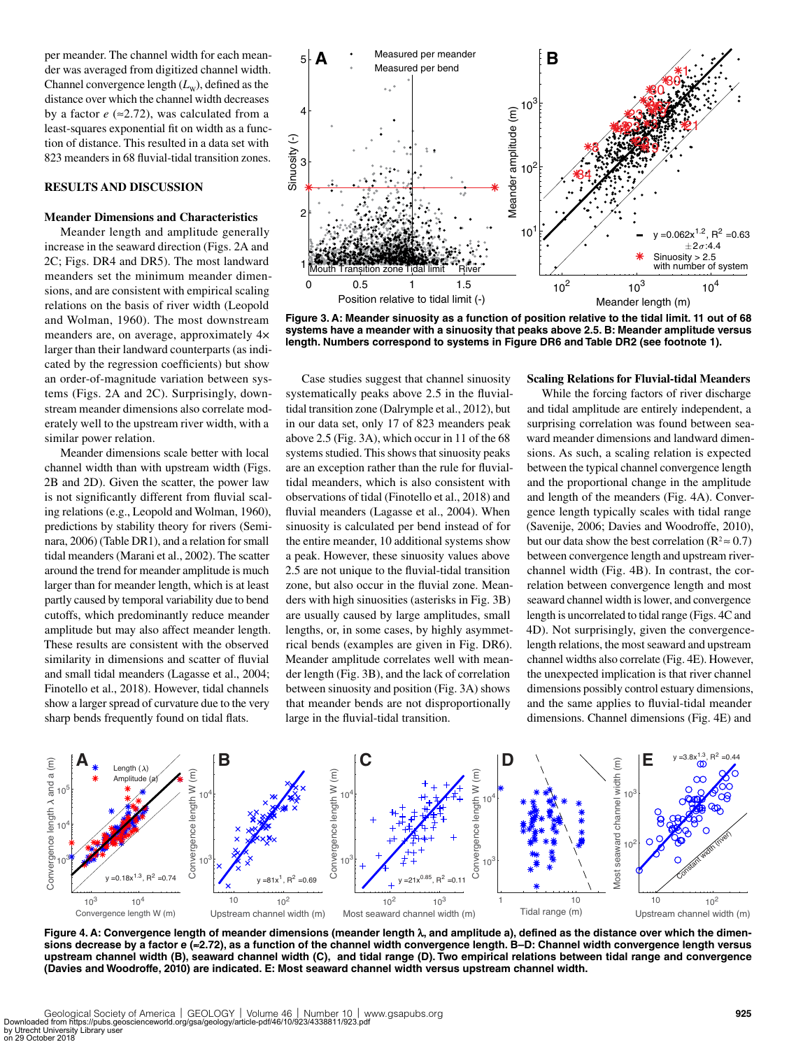per meander. The channel width for each meander was averaged from digitized channel width. Channel convergence length ($L_W$), defined as the distance over which the channel width decreases by a factor $e$ (≈2.72), was calculated from a least-squares exponential fit on width as a function of distance. This resulted in a data set with 823 meanders in 68 fluvial-tidal transition zones.

## RESULTS AND DISCUSSION

### Meander Dimensions and Characteristics

Meander length and amplitude generally increase in the seaward direction (Figs. 2A and 2C; Figs. DR4 and DR5). The most landward meanders set the minimum meander dimensions, and are consistent with empirical scaling relations on the basis of river width (Leopold and Wolman, 1960). The most downstream meanders are, on average, approximately 4× larger than their landward counterparts (as indicated by the regression coefficients) but show an order-of-magnitude variation between systems (Figs. 2A and 2C). Surprisingly, downstream meander dimensions also correlate moderately well to the upstream river width, with a similar power relation.

Meander dimensions scale better with local channel width than with upstream width (Figs. 2B and 2D). Given the scatter, the power law is not significantly different from fluvial scaling relations (e.g., Leopold and Wolman, 1960), predictions by stability theory for rivers (Seminara, 2006) (Table DR1), and a relation for small tidal meanders (Marani et al., 2002). The scatter around the trend for meander amplitude is much larger than for meander length, which is at least partly caused by temporal variability due to bend cutoffs, which predominantly reduce meander amplitude but may also affect meander length. These results are consistent with the observed similarity in dimensions and scatter of fluvial and small tidal meanders (Lagasse et al., 2004; Finotello et al., 2018). However, tidal channels show a larger spread of curvature due to the very sharp bends frequently found on tidal flats.

**Figure 3. A: Meander sinuosity as a function of position relative to the tidal limit. 11 out of 68 systems have a meander with a sinuosity that peaks above 2.5. B: Meander amplitude versus length. Numbers correspond to systems in Figure DR6 and Table DR2 (see footnote 1).**

Case studies suggest that channel sinuosity systematically peaks above 2.5 in the fluvial-tidal transition zone (Dalrymple et al., 2012), but in our data set, only 17 of 823 meanders peak above 2.5 (Fig. 3A), which occur in 11 of the 68 systems studied. This shows that sinuosity peaks are an exception rather than the rule for fluvial-tidal meanders, which is also consistent with observations of tidal (Finotello et al., 2018) and fluvial meanders (Lagasse et al., 2004). When sinuosity is calculated per bend instead of for the entire meander, 10 additional systems show a peak. However, these sinuosity values above 2.5 are not unique to the fluvial-tidal transition zone, but also occur in the fluvial zone. Meanders with high sinuosities (asterisks in Fig. 3B) are usually caused by large amplitudes, small lengths, or, in some cases, by highly asymmetrical bends (examples are given in Fig. DR6). Meander amplitude correlates well with meander length (Fig. 3B), and the lack of correlation between sinuosity and position (Fig. 3A) shows that meander bends are not disproportionally large in the fluvial-tidal transition.

### Scaling Relations for Fluvial-tidal Meanders

While the forcing factors of river discharge and tidal amplitude are entirely independent, a surprising correlation was found between seaward meander dimensions and landward dimensions. As such, a scaling relation is expected between the typical channel convergence length and the proportional change in the amplitude and length of the meanders (Fig. 4A). Convergence length typically scales with tidal range (Savenije, 2006; Davies and Woodroffe, 2010), but our data show the best correlation ($R^2 \approx 0.7$) between convergence length and upstream river-channel width (Fig. 4B). In contrast, the correlation between convergence length and most seaward channel width is lower, and convergence length is uncorrelated to tidal range (Figs. 4C and 4D). Not surprisingly, given the convergence-length relations, the most seaward and upstream channel widths also correlate (Fig. 4E). However, the unexpected implication is that river channel dimensions possibly control estuary dimensions, and the same applies to fluvial-tidal meander dimensions. Channel dimensions (Fig. 4E) and

**Figure 4. A: Convergence length of meander dimensions (meander length λ, and amplitude a), defined as the distance over which the dimensions decrease by a factor e (≈2.72), as a function of the channel width convergence length. B–D: Channel width convergence length versus upstream channel width (B), seaward channel width (C), and tidal range (D). Two empirical relations between tidal range and convergence (Davies and Woodroffe, 2010) are indicated. E: Most seaward channel width versus upstream channel width.**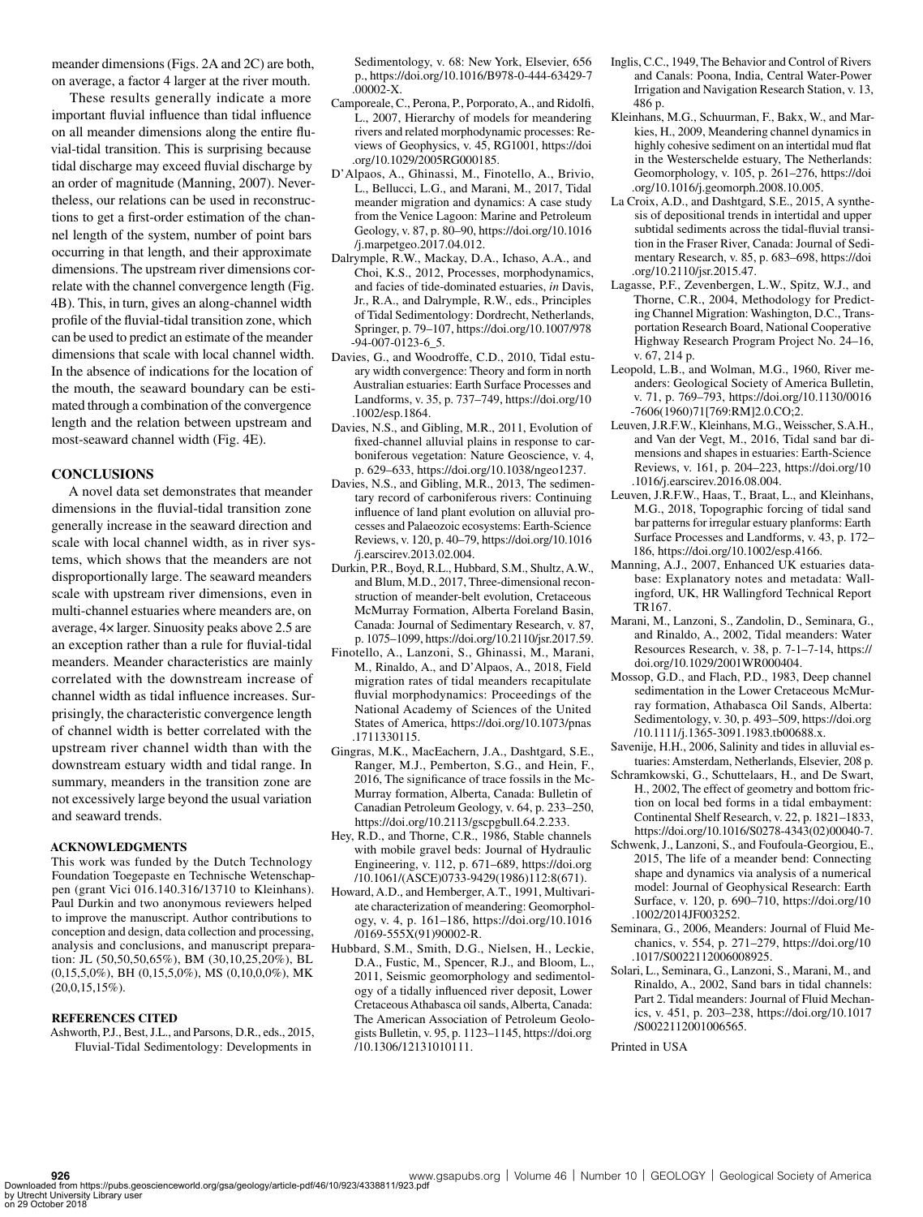meander dimensions (Figs. 2A and 2C) are both, on average, a factor 4 larger at the river mouth.

These results generally indicate a more important fluvial influence than tidal influence on all meander dimensions along the entire fluvial-tidal transition. This is surprising because tidal discharge may exceed fluvial discharge by an order of magnitude (Manning, 2007). Nevertheless, our relations can be used in reconstructions to get a first-order estimation of the channel length of the system, number of point bars occurring in that length, and their approximate dimensions. The upstream river dimensions correlate with the channel convergence length (Fig. 4B). This, in turn, gives an along-channel width profile of the fluvial-tidal transition zone, which can be used to predict an estimate of the meander dimensions that scale with local channel width. In the absence of indications for the location of the mouth, the seaward boundary can be estimated through a combination of the convergence length and the relation between upstream and most-seaward channel width (Fig. 4E).

## CONCLUSIONS

A novel data set demonstrates that meander dimensions in the fluvial-tidal transition zone generally increase in the seaward direction and scale with local channel width, as in river systems, which shows that the meanders are not disproportionally large. The seaward meanders scale with upstream river dimensions, even in multi-channel estuaries where meanders are, on average, 4× larger. Sinuosity peaks above 2.5 are an exception rather than a rule for fluvial-tidal meanders. Meander characteristics are mainly correlated with the downstream increase of channel width as tidal influence increases. Surprisingly, the characteristic convergence length of channel width is better correlated with the upstream river channel width than with the downstream estuary width and tidal range. In summary, meanders in the transition zone are not excessively large beyond the usual variation and seaward trends.

## ACKNOWLEDGMENTS

This work was funded by the Dutch Technology Foundation Toegepaste en Technische Wetenschappen (grant Vici 016.140.316/13710 to Kleinhans). Paul Durkin and two anonymous reviewers helped to improve the manuscript. Author contributions to conception and design, data collection and processing, analysis and conclusions, and manuscript preparation: JL (50,50,50,65%), BM (30,10,25,20%), BL (0,15,5,0%), BH (0,15,5,0%), MS (0,10,0,0%), MK (20,0,15,15%).

## REFERENCES CITED

Ashworth, P.J., Best, J.L., and Parsons, D.R., eds., 2015, Fluvial-Tidal Sedimentology: Developments in Sedimentology, v. 68: New York, Elsevier, 656 p., https://doi.org/10.1016/B978-0-444-63429-7.00002-X.

Camporeale, C., Perona, P., Porporato, A., and Ridolfi, L., 2007, Hierarchy of models for meandering rivers and related morphodynamic processes: Reviews of Geophysics, v. 45, RG1001, https://doi.org/10.1029/2005RG000185.

D'Alpaos, A., Ghinassi, M., Finotello, A., Brivio, L., Bellucci, L.G., and Marani, M., 2017, Tidal meander migration and dynamics: A case study from the Venice Lagoon: Marine and Petroleum Geology, v. 87, p. 80–90, https://doi.org/10.1016/j.marpetgeo.2017.04.012.

Dalrymple, R.W., Mackay, D.A., Ichaso, A.A., and Choi, K.S., 2012, Processes, morphodynamics, and facies of tide-dominated estuaries, *in* Davis, Jr., R.A., and Dalrymple, R.W., eds., Principles of Tidal Sedimentology: Dordrecht, Netherlands, Springer, p. 79–107, https://doi.org/10.1007/978-94-007-0123-6_5.

Davies, G., and Woodroffe, C.D., 2010, Tidal estuary width convergence: Theory and form in north Australian estuaries: Earth Surface Processes and Landforms, v. 35, p. 737–749, https://doi.org/10.1002/esp.1864.

Davies, N.S., and Gibling, M.R., 2011, Evolution of fixed-channel alluvial plains in response to carboniferous vegetation: Nature Geoscience, v. 4, p. 629–633, https://doi.org/10.1038/ngeo1237.

Davies, N.S., and Gibling, M.R., 2013, The sedimentary record of carboniferous rivers: Continuing influence of land plant evolution on alluvial processes and Palaeozoic ecosystems: Earth-Science Reviews, v. 120, p. 40–79, https://doi.org/10.1016/j.earscirev.2013.02.004.

Durkin, P.R., Boyd, R.L., Hubbard, S.M., Shultz, A.W., and Blum, M.D., 2017, Three-dimensional reconstruction of meander-belt evolution, Cretaceous McMurray Formation, Alberta Foreland Basin, Canada: Journal of Sedimentary Research, v. 87, p. 1075–1099, https://doi.org/10.2110/jsr.2017.59.

Finotello, A., Lanzoni, S., Ghinassi, M., Marani, M., Rinaldo, A., and D'Alpaos, A., 2018, Field migration rates of tidal meanders recapitulate fluvial morphodynamics: Proceedings of the National Academy of Sciences of the United States of America, https://doi.org/10.1073/pnas.1711330115.

Gingras, M.K., MacEachern, J.A., Dashtgard, S.E., Ranger, M.J., Pemberton, S.G., and Hein, F., 2016, The significance of trace fossils in the McMurray formation, Alberta, Canada: Bulletin of Canadian Petroleum Geology, v. 64, p. 233–250, https://doi.org/10.2113/gscpgbull.64.2.233.

Hey, R.D., and Thorne, C.R., 1986, Stable channels with mobile gravel beds: Journal of Hydraulic Engineering, v. 112, p. 671–689, https://doi.org/10.1061/(ASCE)0733-9429(1986)112:8(671).

Howard, A.D., and Hemberger, A.T., 1991, Multivariate characterization of meandering: Geomorphology, v. 4, p. 161–186, https://doi.org/10.1016/0169-555X(91)90002-R.

Hubbard, S.M., Smith, D.G., Nielsen, H., Leckie, D.A., Fustic, M., Spencer, R.J., and Bloom, L., 2011, Seismic geomorphology and sedimentology of a tidally influenced river deposit, Lower Cretaceous Athabasca oil sands, Alberta, Canada: The American Association of Petroleum Geologists Bulletin, v. 95, p. 1123–1145, https://doi.org/10.1306/12131010111.

Inglis, C.C., 1949, The Behavior and Control of Rivers and Canals: Poona, India, Central Water-Power Irrigation and Navigation Research Station, v. 13, 486 p.

Kleinhans, M.G., Schuurman, F., Bakx, W., and Markies, H., 2009, Meandering channel dynamics in highly cohesive sediment on an intertidal mud flat in the Westerschelde estuary, The Netherlands: Geomorphology, v. 105, p. 261–276, https://doi.org/10.1016/j.geomorph.2008.10.005.

La Croix, A.D., and Dashtgard, S.E., 2015, A synthesis of depositional trends in intertidal and upper subtidal sediments across the tidal-fluvial transition in the Fraser River, Canada: Journal of Sedimentary Research, v. 85, p. 683–698, https://doi.org/10.2110/jsr.2015.47.

Lagasse, P.F., Zevenbergen, L.W., Spitz, W.J., and Thorne, C.R., 2004, Methodology for Predicting Channel Migration: Washington, D.C., Transportation Research Board, National Cooperative Highway Research Program Project No. 24–16, v. 67, 214 p.

Leopold, L.B., and Wolman, M.G., 1960, River meanders: Geological Society of America Bulletin, v. 71, p. 769–793, https://doi.org/10.1130/0016-7606(1960)71[769:RM]2.0.CO;2.

Leuven, J.R.F.W., Kleinhans, M.G., Weisscher, S.A.H., and Van der Vegt, M., 2016, Tidal sand bar dimensions and shapes in estuaries: Earth-Science Reviews, v. 161, p. 204–223, https://doi.org/10.1016/j.earscirev.2016.08.004.

Leuven, J.R.F.W., Haas, T., Braat, L., and Kleinhans, M.G., 2018, Topographic forcing of tidal sand bar patterns for irregular estuary planforms: Earth Surface Processes and Landforms, v. 43, p. 172–186, https://doi.org/10.1002/esp.4166.

Manning, A.J., 2007, Enhanced UK estuaries database: Explanatory notes and metadata: Wallingford, UK, HR Wallingford Technical Report TR167.

Marani, M., Lanzoni, S., Zandolin, D., Seminara, G., and Rinaldo, A., 2002, Tidal meanders: Water Resources Research, v. 38, p. 7-1–7-14, https://doi.org/10.1029/2001WR000404.

Mossop, G.D., and Flach, P.D., 1983, Deep channel sedimentation in the Lower Cretaceous McMurray formation, Athabasca Oil Sands, Alberta: Sedimentology, v. 30, p. 493–509, https://doi.org/10.1111/j.1365-3091.1983.tb00688.x.

Savenije, H.H., 2006, Salinity and tides in alluvial estuaries: Amsterdam, Netherlands, Elsevier, 208 p.

Schramkowski, G., Schuttelaars, H., and De Swart, H., 2002, The effect of geometry and bottom friction on local bed forms in a tidal embayment: Continental Shelf Research, v. 22, p. 1821–1833, https://doi.org/10.1016/S0278-4343(02)00040-7.

Schwenk, J., Lanzoni, S., and Foufoula-Georgiou, E., 2015, The life of a meander bend: Connecting shape and dynamics via analysis of a numerical model: Journal of Geophysical Research: Earth Surface, v. 120, p. 690–710, https://doi.org/10.1002/2014JF003252.

Seminara, G., 2006, Meanders: Journal of Fluid Mechanics, v. 554, p. 271–279, https://doi.org/10.1017/S0022112006008925.

Solari, L., Seminara, G., Lanzoni, S., Marani, M., and Rinaldo, A., 2002, Sand bars in tidal channels: Part 2. Tidal meanders: Journal of Fluid Mechanics, v. 451, p. 203–238, https://doi.org/10.1017/S0022112001006565.

Printed in USA